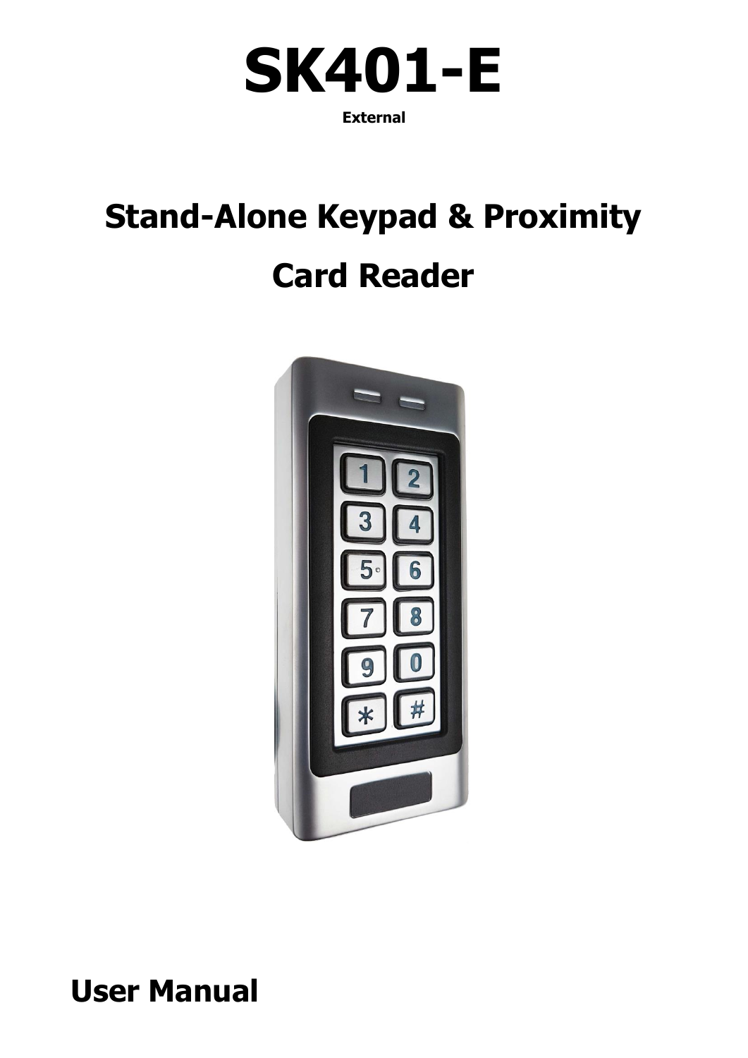# SK401-E

**External**

## Stand-Alone Keypad & Proximity Card Reader

**User Manual**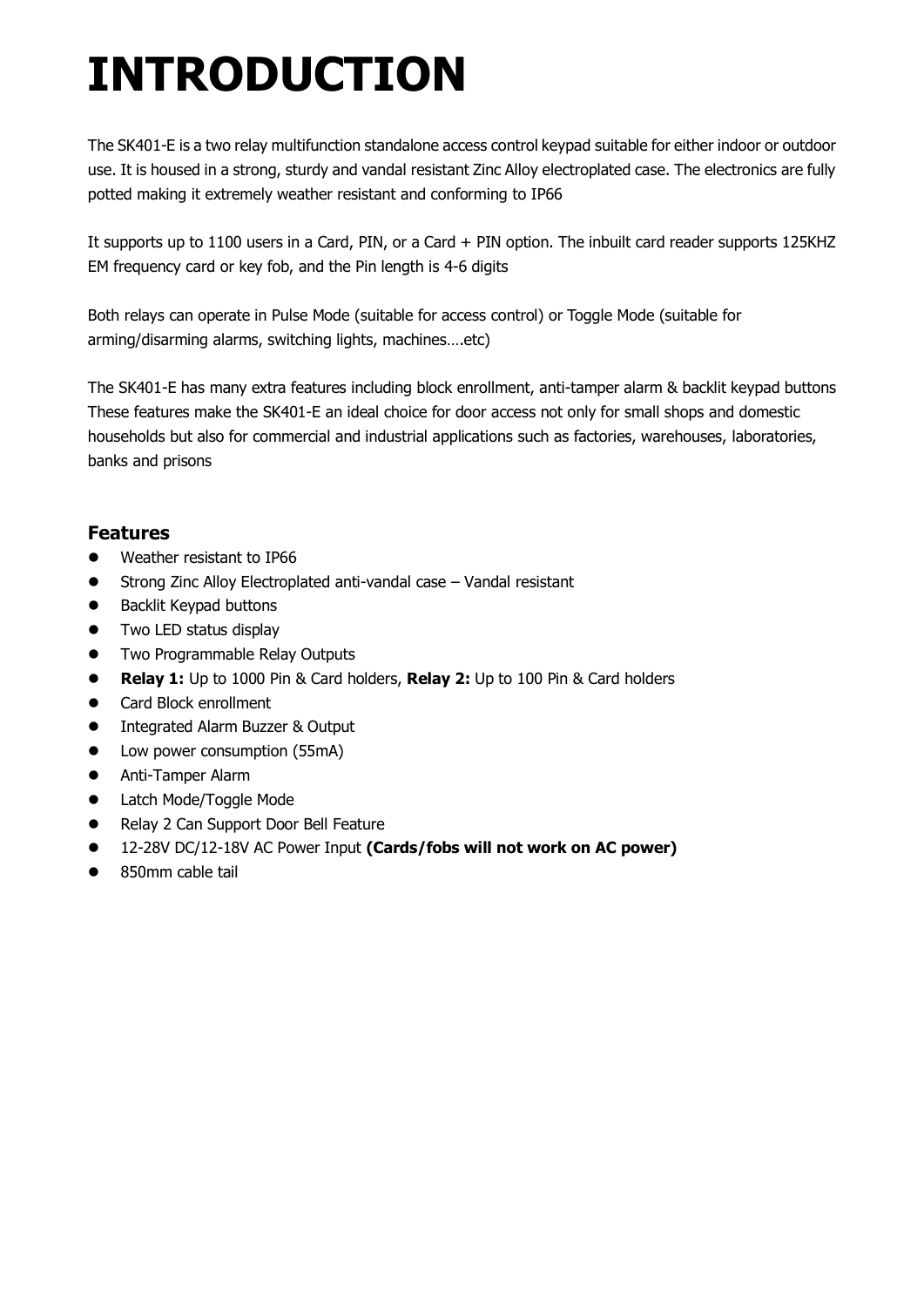# INTRODUCTION

The SK401-E is a two relay multifunction standalone access control keypad suitable for either indoor or outdoor use. It is housed in a strong, sturdy and vandal resistant Zinc Alloy electroplated case. The electronics are fully potted making it extremely weather resistant and conforming to IP66

It supports up to 1100 users in a Card, PIN, or a Card + PIN option. The inbuilt card reader supports 125KHZ EM frequency card or key fob, and the Pin length is 4-6 digits

Both relays can operate in Pulse Mode (suitable for access control) or Toggle Mode (suitable for arming/disarming alarms, switching lights, machines….etc)

The SK401-E has many extra features including block enrollment, anti-tamper alarm & backlit keypad buttons These features make the SK401-E an ideal choice for door access not only for small shops and domestic households but also for commercial and industrial applications such as factories, warehouses, laboratories, banks and prisons

### Features

- Weather resistant to IP66
- Strong Zinc Alloy Electroplated anti-vandal case – Vandal resistant
- Backlit Keypad buttons
- Two LED status display
- Two Programmable Relay Outputs
- **Relay 1:** Up to 1000 Pin & Card holders, **Relay 2:** Up to 100 Pin & Card holders
- Card Block enrollment
- Integrated Alarm Buzzer & Output
- Low power consumption (55mA)
- Anti-Tamper Alarm
- Latch Mode/Toggle Mode
- Relay 2 Can Support Door Bell Feature
- 12-28V DC/12-18V AC Power Input **(Cards/fobs will not work on AC power)**
- 850mm cable tail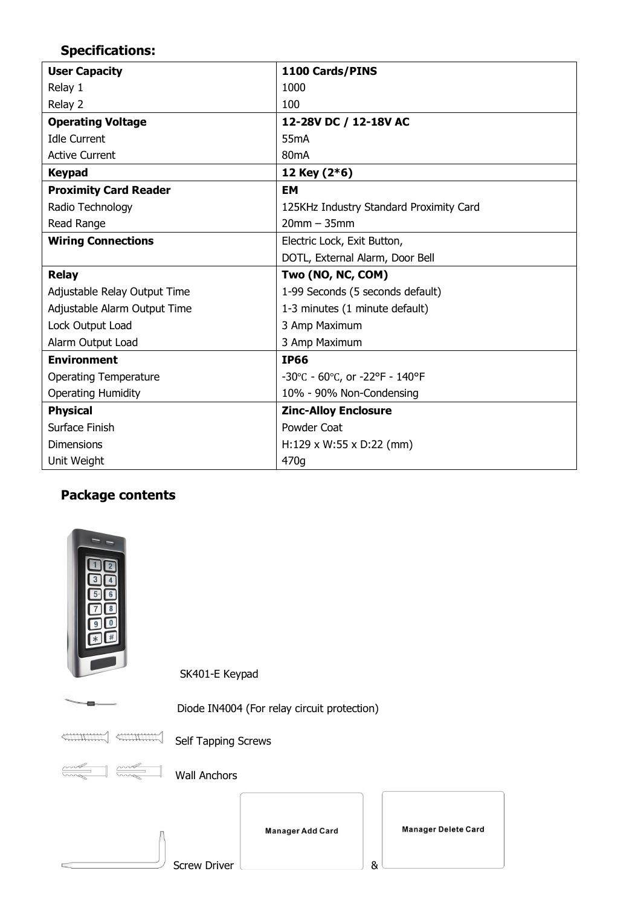## Specifications:

| **User Capacity** | **1100 Cards/PINS** |
|---|---|
| Relay 1 | 1000 |
| Relay 2 | 100 |
| **Operating Voltage** | **12-28V DC / 12-18V AC** |
| Idle Current | 55mA |
| Active Current | 80mA |
| **Keypad** | **12 Key (2*6)** |
| **Proximity Card Reader** | **EM** |
| Radio Technology | 125KHz Industry Standard Proximity Card |
| Read Range | 20mm – 35mm |
| **Wiring Connections** | Electric Lock, Exit Button, DOTL, External Alarm, Door Bell |
| **Relay** | **Two (NO, NC, COM)** |
| Adjustable Relay Output Time | 1-99 Seconds (5 seconds default) |
| Adjustable Alarm Output Time | 1-3 minutes (1 minute default) |
| Lock Output Load | 3 Amp Maximum |
| Alarm Output Load | 3 Amp Maximum |
| **Environment** | **IP66** |
| Operating Temperature | -30℃ - 60℃, or -22°F - 140°F |
| Operating Humidity | 10% - 90% Non-Condensing |
| **Physical** | **Zinc-Alloy Enclosure** |
| Surface Finish | Powder Coat |
| Dimensions | H:129 x W:55 x D:22 (mm) |
| Unit Weight | 470g |

## Package contents

SK401-E Keypad

Diode IN4004 (For relay circuit protection)

Self Tapping Screws

Wall Anchors

Screw Driver

Manager Add Card & Manager Delete Card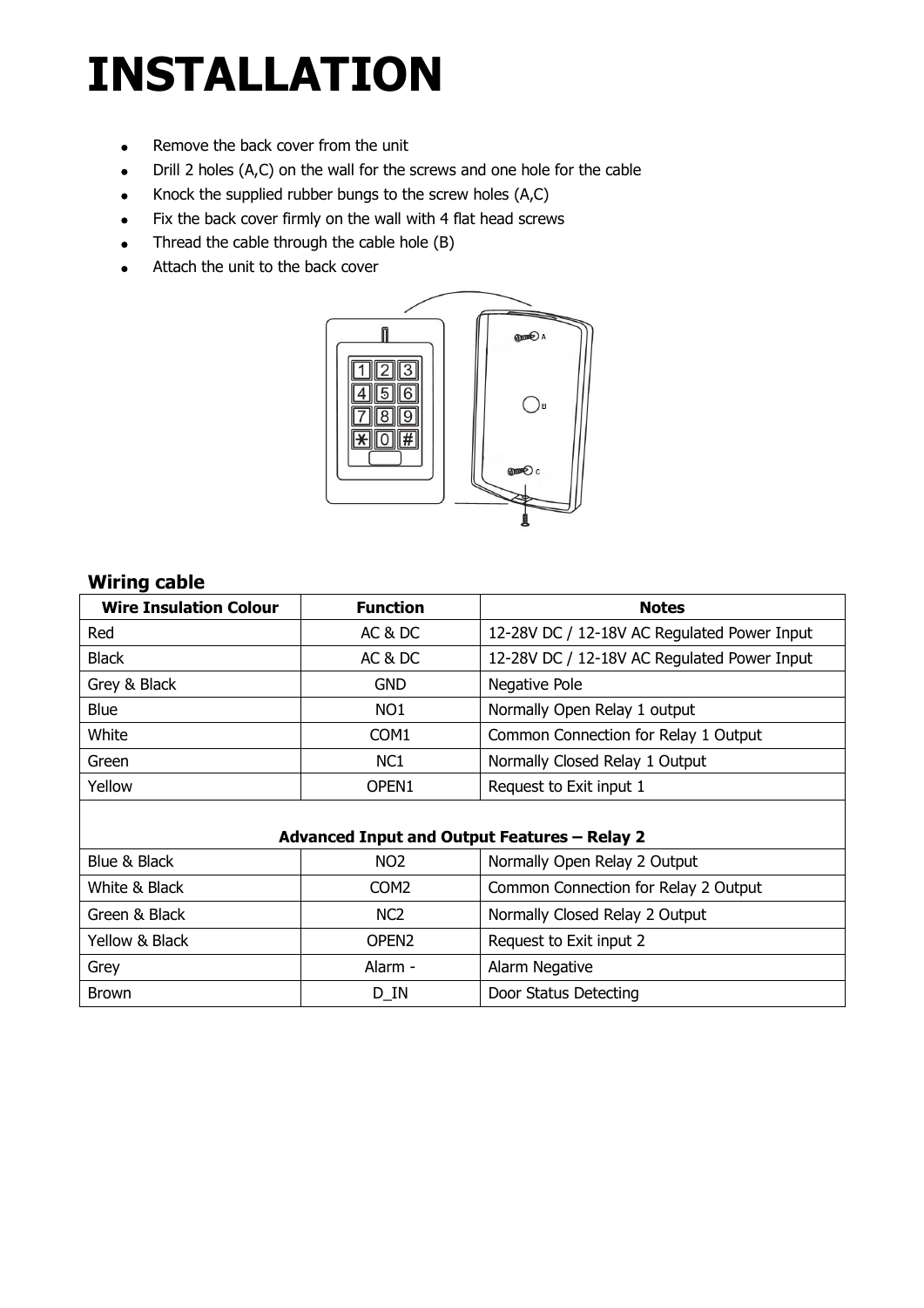# INSTALLATION

- Remove the back cover from the unit
- Drill 2 holes (A,C) on the wall for the screws and one hole for the cable
- Knock the supplied rubber bungs to the screw holes (A,C)
- Fix the back cover firmly on the wall with 4 flat head screws
- Thread the cable through the cable hole (B)
- Attach the unit to the back cover

## Wiring cable

| Wire Insulation Colour | Function | Notes |
|---|---|---|
| Red | AC & DC | 12-28V DC / 12-18V AC Regulated Power Input |
| Black | AC & DC | 12-28V DC / 12-18V AC Regulated Power Input |
| Grey & Black | GND | Negative Pole |
| Blue | NO1 | Normally Open Relay 1 output |
| White | COM1 | Common Connection for Relay 1 Output |
| Green | NC1 | Normally Closed Relay 1 Output |
| Yellow | OPEN1 | Request to Exit input 1 |
| **Advanced Input and Output Features – Relay 2** | | |
| Blue & Black | NO2 | Normally Open Relay 2 Output |
| White & Black | COM2 | Common Connection for Relay 2 Output |
| Green & Black | NC2 | Normally Closed Relay 2 Output |
| Yellow & Black | OPEN2 | Request to Exit input 2 |
| Grey | Alarm - | Alarm Negative |
| Brown | D_IN | Door Status Detecting |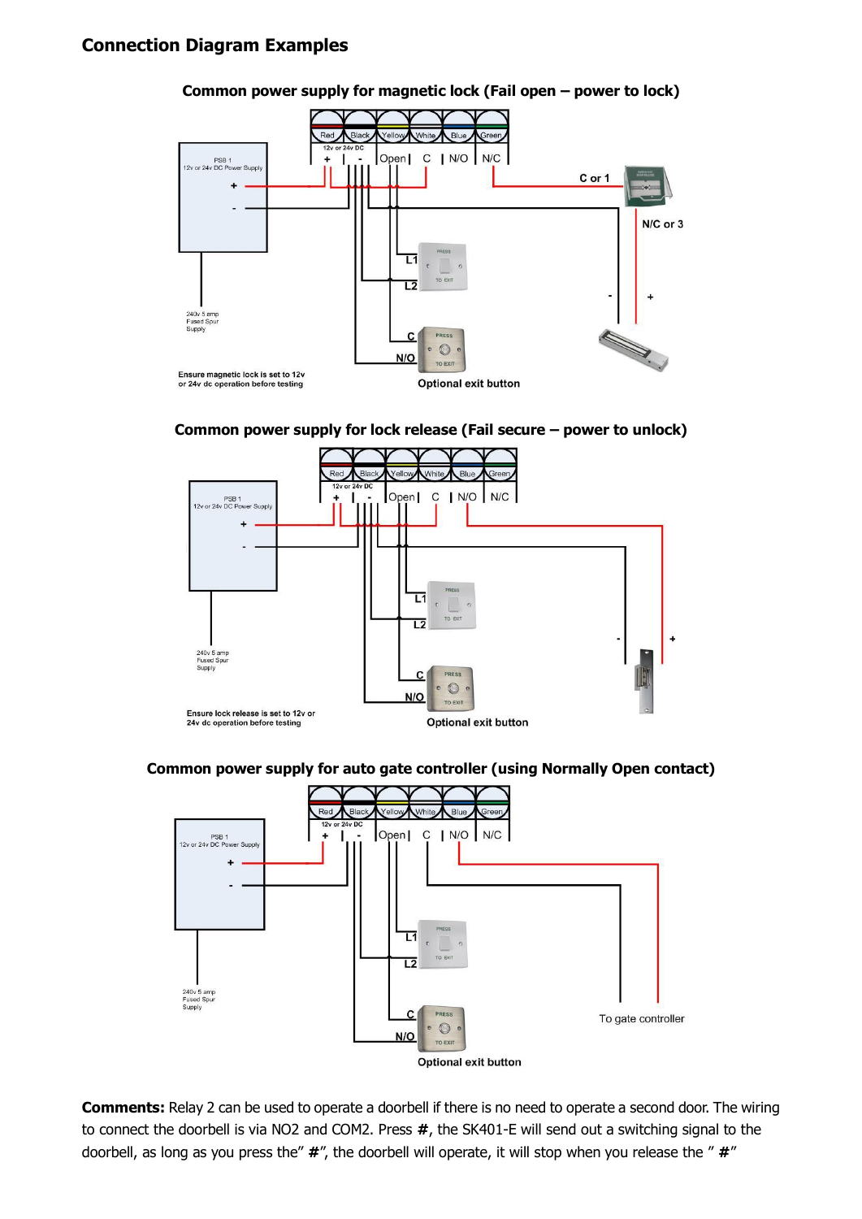## Connection Diagram Examples

**Common power supply for magnetic lock (Fail open – power to lock)**

Red | Black | Yellow | White | Blue | Green

12v or 24v DC

+ | - | Open | C | N/O | N/C

PSB 1
12v or 24v DC Power Supply

+

-

C or 1

N/C or 3

L1

L2

C

N/O

240v 5 amp
Fused Spur
Supply

Ensure magnetic lock is set to 12v or 24v dc operation before testing

Optional exit button

**Common power supply for lock release (Fail secure – power to unlock)**

Red | Black | Yellow | White | Blue | Green

12v or 24v DC

+ | - | Open | C | N/O | N/C

PSB 1
12v or 24v DC Power Supply

+

-

L1

L2

C

N/O

240v 5 amp
Fused Spur
Supply

Ensure lock release is set to 12v or 24v dc operation before testing

Optional exit button

**Common power supply for auto gate controller (using Normally Open contact)**

Red | Black | Yellow | White | Blue | Green

12v or 24v DC

+ | - | Open | C | N/O | N/C

PSB 1
12v or 24v DC Power Supply

+

-

L1

L2

C

N/O

240v 5 amp
Fused Spur
Supply

To gate controller

Optional exit button

**Comments:** Relay 2 can be used to operate a doorbell if there is no need to operate a second door. The wiring to connect the doorbell is via NO2 and COM2. Press **#**, the SK401-E will send out a switching signal to the doorbell, as long as you press the" **#**", the doorbell will operate, it will stop when you release the " **#**"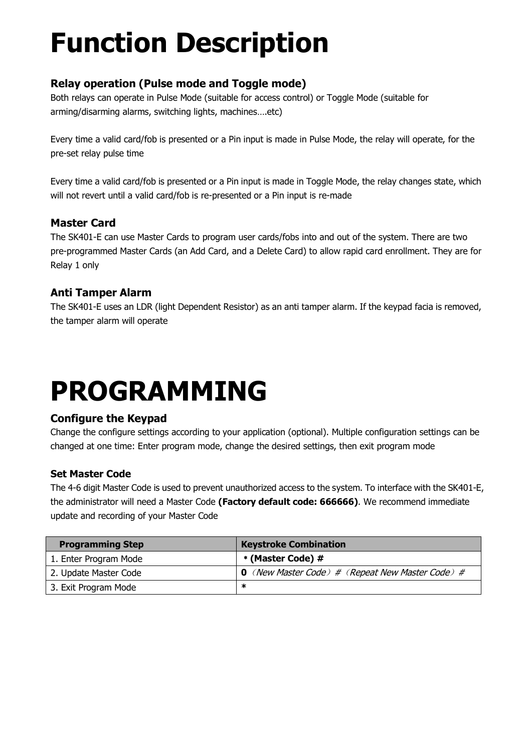# Function Description

### Relay operation (Pulse mode and Toggle mode)

Both relays can operate in Pulse Mode (suitable for access control) or Toggle Mode (suitable for arming/disarming alarms, switching lights, machines….etc)

Every time a valid card/fob is presented or a Pin input is made in Pulse Mode, the relay will operate, for the pre-set relay pulse time

Every time a valid card/fob is presented or a Pin input is made in Toggle Mode, the relay changes state, which will not revert until a valid card/fob is re-presented or a Pin input is re-made

### Master Card

The SK401-E can use Master Cards to program user cards/fobs into and out of the system. There are two pre-programmed Master Cards (an Add Card, and a Delete Card) to allow rapid card enrollment. They are for Relay 1 only

### Anti Tamper Alarm

The SK401-E uses an LDR (light Dependent Resistor) as an anti tamper alarm. If the keypad facia is removed, the tamper alarm will operate

# PROGRAMMING

### Configure the Keypad

Change the configure settings according to your application (optional). Multiple configuration settings can be changed at one time: Enter program mode, change the desired settings, then exit program mode

#### Set Master Code

The 4-6 digit Master Code is used to prevent unauthorized access to the system. To interface with the SK401-E, the administrator will need a Master Code **(Factory default code: 666666)**. We recommend immediate update and recording of your Master Code

| Programming Step | Keystroke Combination |
| --- | --- |
| 1. Enter Program Mode | **\* (Master Code) #** |
| 2. Update Master Code | **0** *（New Master Code）#（Repeat New Master Code）#* |
| 3. Exit Program Mode | **\*** |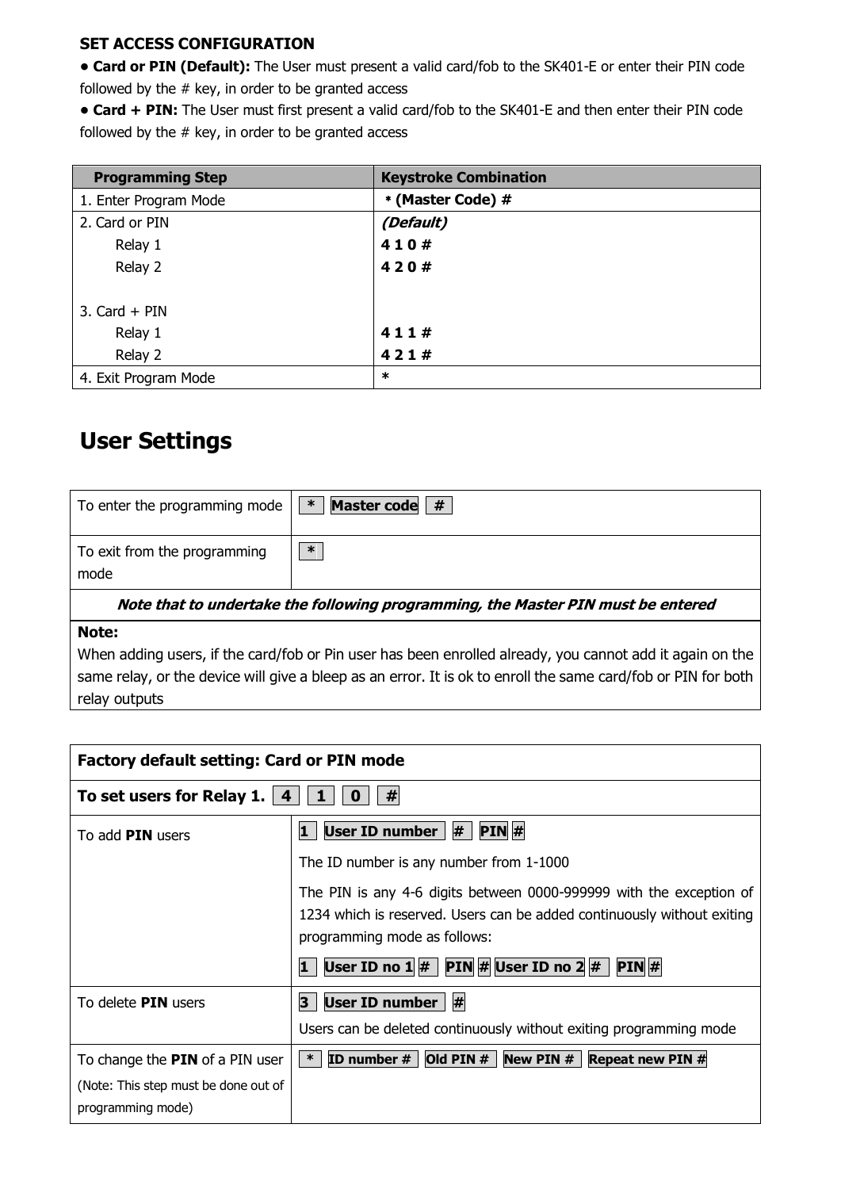**SET ACCESS CONFIGURATION**

- **Card or PIN (Default):** The User must present a valid card/fob to the SK401-E or enter their PIN code followed by the # key, in order to be granted access
- **Card + PIN:** The User must first present a valid card/fob to the SK401-E and then enter their PIN code followed by the # key, in order to be granted access

| Programming Step | Keystroke Combination |
|---|---|
| 1. Enter Program Mode | *** (Master Code) #** |
| 2. Card or PIN<br>Relay 1<br>Relay 2<br><br>3. Card + PIN<br>Relay 1<br>Relay 2 | ***(Default)***<br>**4 1 0 #**<br>**4 2 0 #**<br><br><br>**4 1 1 #**<br>**4 2 1 #** |
| 4. Exit Program Mode | ***** |

# User Settings

| | |
|---|---|
| To enter the programming mode | **\*** **Master code** **#** |
| To exit from the programming mode | **\*** |
| ***Note that to undertake the following programming, the Master PIN must be entered*** | |
| **Note:**<br>When adding users, if the card/fob or Pin user has been enrolled already, you cannot add it again on the same relay, or the device will give a bleep as an error. It is ok to enroll the same card/fob or PIN for both relay outputs | |

| **Factory default setting: Card or PIN mode** | |
|---|---|
| **To set users for Relay 1.** **4** **1** **0** **#** | |
| To add **PIN** users | **1** **User ID number** **#** **PIN** **#**<br>The ID number is any number from 1-1000<br>The PIN is any 4-6 digits between 0000-999999 with the exception of 1234 which is reserved. Users can be added continuously without exiting programming mode as follows:<br>**1** **User ID no 1** **#** **PIN** **#** **User ID no 2** **#** **PIN** **#** |
| To delete **PIN** users | **3** **User ID number** **#**<br>Users can be deleted continuously without exiting programming mode |
| To change the **PIN** of a PIN user<br>(Note: This step must be done out of programming mode) | **\*** **ID number #** **Old PIN #** **New PIN #** **Repeat new PIN #** |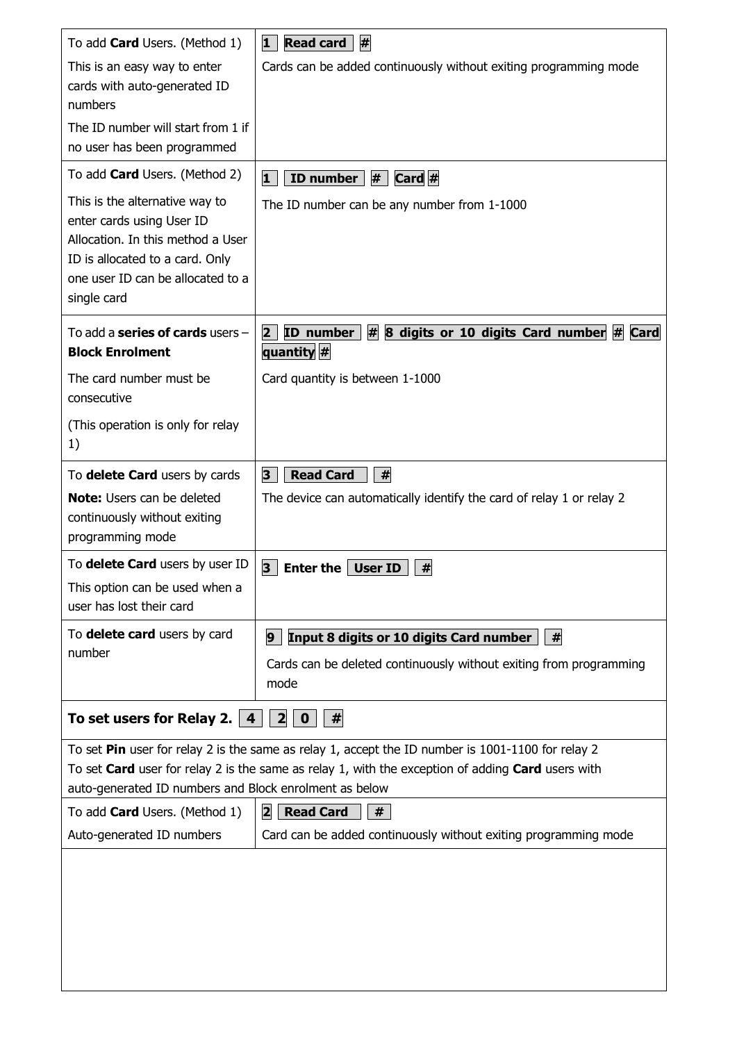| | |
|---|---|
| To add **Card** Users. (Method 1)<br><br>This is an easy way to enter cards with auto-generated ID numbers<br><br>The ID number will start from 1 if no user has been programmed | **1** **Read card** **#**<br><br>Cards can be added continuously without exiting programming mode |
| To add **Card** Users. (Method 2)<br><br>This is the alternative way to enter cards using User ID Allocation. In this method a User ID is allocated to a card. Only one user ID can be allocated to a single card | **1** **ID number** **#** **Card** **#**<br><br>The ID number can be any number from 1-1000 |
| To add a **series of cards** users – **Block Enrolment**<br><br>The card number must be consecutive<br><br>(This operation is only for relay 1) | **2** **ID number** **#** **8 digits or 10 digits Card number** **#** **Card quantity** **#**<br><br>Card quantity is between 1-1000 |
| To **delete Card** users by cards<br><br>**Note:** Users can be deleted continuously without exiting programming mode | **3** **Read Card** **#**<br><br>The device can automatically identify the card of relay 1 or relay 2 |
| To **delete Card** users by user ID<br><br>This option can be used when a user has lost their card | **3** **Enter the** **User ID** **#** |
| To **delete card** users by card number | **9** **Input 8 digits or 10 digits Card number** **#**<br><br>Cards can be deleted continuously without exiting from programming mode |

**To set users for Relay 2.** **4** **2** **0** **#**

To set **Pin** user for relay 2 is the same as relay 1, accept the ID number is 1001-1100 for relay 2
To set **Card** user for relay 2 is the same as relay 1, with the exception of adding **Card** users with auto-generated ID numbers and Block enrolment as below

| | |
|---|---|
| To add **Card** Users. (Method 1)<br><br>Auto-generated ID numbers | **2** **Read Card** **#**<br><br>Card can be added continuously without exiting programming mode |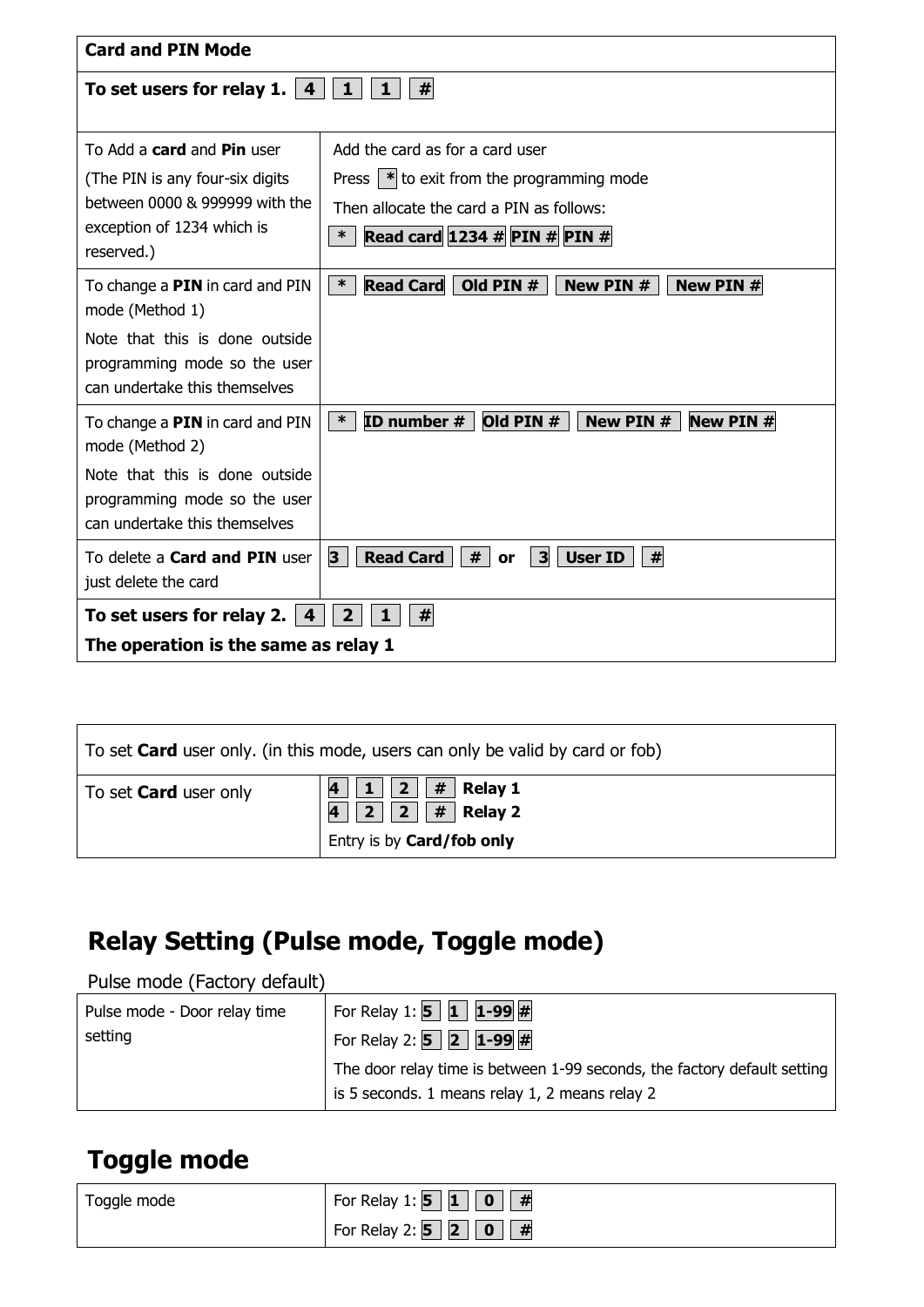| **Card and PIN Mode** | |
|---|---|
| **To set users for relay 1.** 4 1 1 # | |
| To Add a **card** and **Pin** user<br>(The PIN is any four-six digits between 0000 & 999999 with the exception of 1234 which is reserved.) | Add the card as for a card user<br>Press * to exit from the programming mode<br>Then allocate the card a PIN as follows:<br>**\* Read card 1234 # PIN # PIN #** |
| To change a **PIN** in card and PIN mode (Method 1)<br>Note that this is done outside programming mode so the user can undertake this themselves | **\* Read Card Old PIN # New PIN # New PIN #** |
| To change a **PIN** in card and PIN mode (Method 2)<br>Note that this is done outside programming mode so the user can undertake this themselves | **\* ID number # Old PIN # New PIN # New PIN #** |
| To delete a **Card and PIN** user just delete the card | **3 Read Card # or 3 User ID #** |
| **To set users for relay 2.** 4 2 1 #<br>**The operation is the same as relay 1** | |

| To set **Card** user only. (in this mode, users can only be valid by card or fob) | |
|---|---|
| To set **Card** user only | **4 1 2 # Relay 1**<br>**4 2 2 # Relay 2**<br>Entry is by **Card/fob only** |

## Relay Setting (Pulse mode, Toggle mode)

Pulse mode (Factory default)

| Pulse mode - Door relay time setting | For Relay 1: **5 1 1-99 #**<br>For Relay 2: **5 2 1-99 #**<br>The door relay time is between 1-99 seconds, the factory default setting is 5 seconds. 1 means relay 1, 2 means relay 2 |
|---|---|

## Toggle mode

| Toggle mode | For Relay 1: **5 1 0 #**<br>For Relay 2: **5 2 0 #** |
|---|---|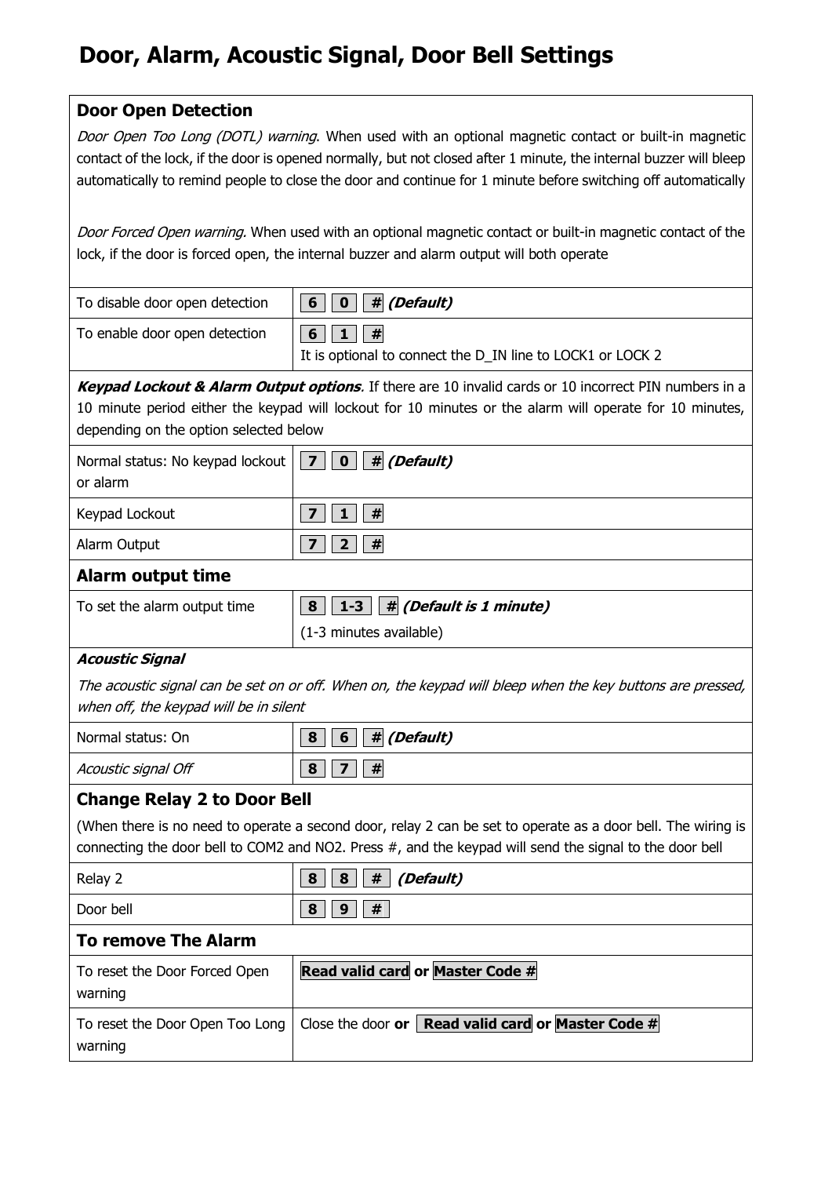# Door, Alarm, Acoustic Signal, Door Bell Settings

| **Door Open Detection** | |
|---|---|
| *Door Open Too Long (DOTL) warning*. When used with an optional magnetic contact or built-in magnetic contact of the lock, if the door is opened normally, but not closed after 1 minute, the internal buzzer will bleep automatically to remind people to close the door and continue for 1 minute before switching off automatically<br><br>*Door Forced Open warning.* When used with an optional magnetic contact or built-in magnetic contact of the lock, if the door is forced open, the internal buzzer and alarm output will both operate | |
| To disable door open detection | **6** **0** **#** ***(Default)*** |
| To enable door open detection | **6** **1** **#**<br>It is optional to connect the D_IN line to LOCK1 or LOCK 2 |
| ***Keypad Lockout & Alarm Output options****.* If there are 10 invalid cards or 10 incorrect PIN numbers in a 10 minute period either the keypad will lockout for 10 minutes or the alarm will operate for 10 minutes, depending on the option selected below | |
| Normal status: No keypad lockout or alarm | **7** **0** **#** ***(Default)*** |
| Keypad Lockout | **7** **1** **#** |
| Alarm Output | **7** **2** **#** |
| **Alarm output time** | |
| To set the alarm output time | **8** **1-3** **#** ***(Default is 1 minute)***<br>(1-3 minutes available) |
| ***Acoustic Signal***<br>*The acoustic signal can be set on or off. When on, the keypad will bleep when the key buttons are pressed, when off, the keypad will be in silent* | |
| Normal status: On | **8** **6** **#** ***(Default)*** |
| *Acoustic signal Off* | **8** **7** **#** |
| **Change Relay 2 to Door Bell**<br>(When there is no need to operate a second door, relay 2 can be set to operate as a door bell. The wiring is connecting the door bell to COM2 and NO2. Press #, and the keypad will send the signal to the door bell | |
| Relay 2 | **8** **8** **#** ***(Default)*** |
| Door bell | **8** **9** **#** |
| **To remove The Alarm** | |
| To reset the Door Forced Open warning | **Read valid card** or **Master Code #** |
| To reset the Door Open Too Long warning | Close the door **or** **Read valid card** or **Master Code #** |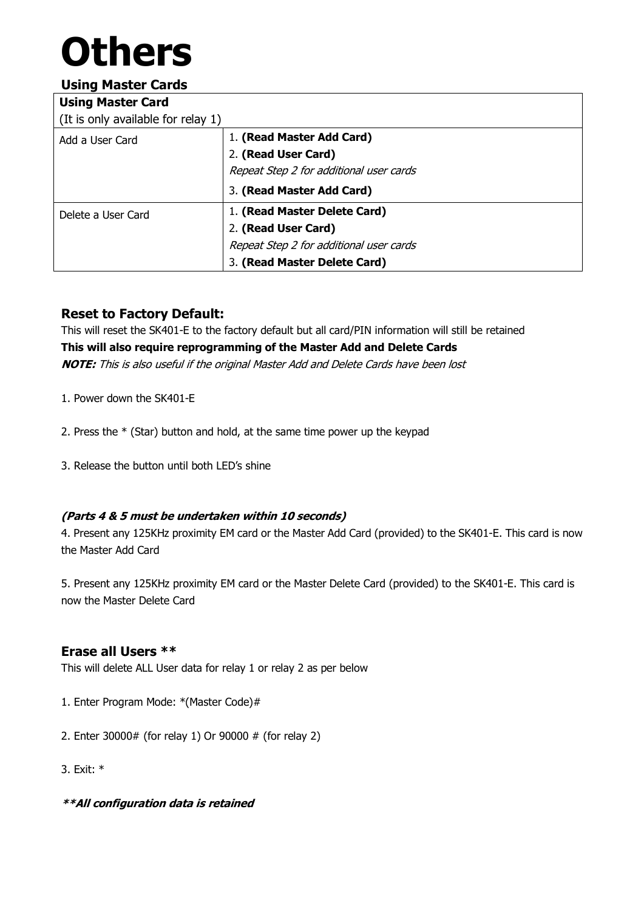# Others

### Using Master Cards

| **Using Master Card** (It is only available for relay 1) | |
|---|---|
| Add a User Card | 1. **(Read Master Add Card)**<br>2. **(Read User Card)**<br>*Repeat Step 2 for additional user cards*<br>3. **(Read Master Add Card)** |
| Delete a User Card | 1. **(Read Master Delete Card)**<br>2. **(Read User Card)**<br>*Repeat Step 2 for additional user cards*<br>3. **(Read Master Delete Card)** |

### Reset to Factory Default:

This will reset the SK401-E to the factory default but all card/PIN information will still be retained

**This will also require reprogramming of the Master Add and Delete Cards**

***NOTE:*** *This is also useful if the original Master Add and Delete Cards have been lost*

1. Power down the SK401-E

2. Press the * (Star) button and hold, at the same time power up the keypad

3. Release the button until both LED's shine

***(Parts 4 & 5 must be undertaken within 10 seconds)***

4. Present any 125KHz proximity EM card or the Master Add Card (provided) to the SK401-E. This card is now the Master Add Card

5. Present any 125KHz proximity EM card or the Master Delete Card (provided) to the SK401-E. This card is now the Master Delete Card

### Erase all Users **

This will delete ALL User data for relay 1 or relay 2 as per below

1. Enter Program Mode: *(Master Code)#

2. Enter 30000# (for relay 1) Or 90000 # (for relay 2)

3. Exit: *

***\*\*All configuration data is retained***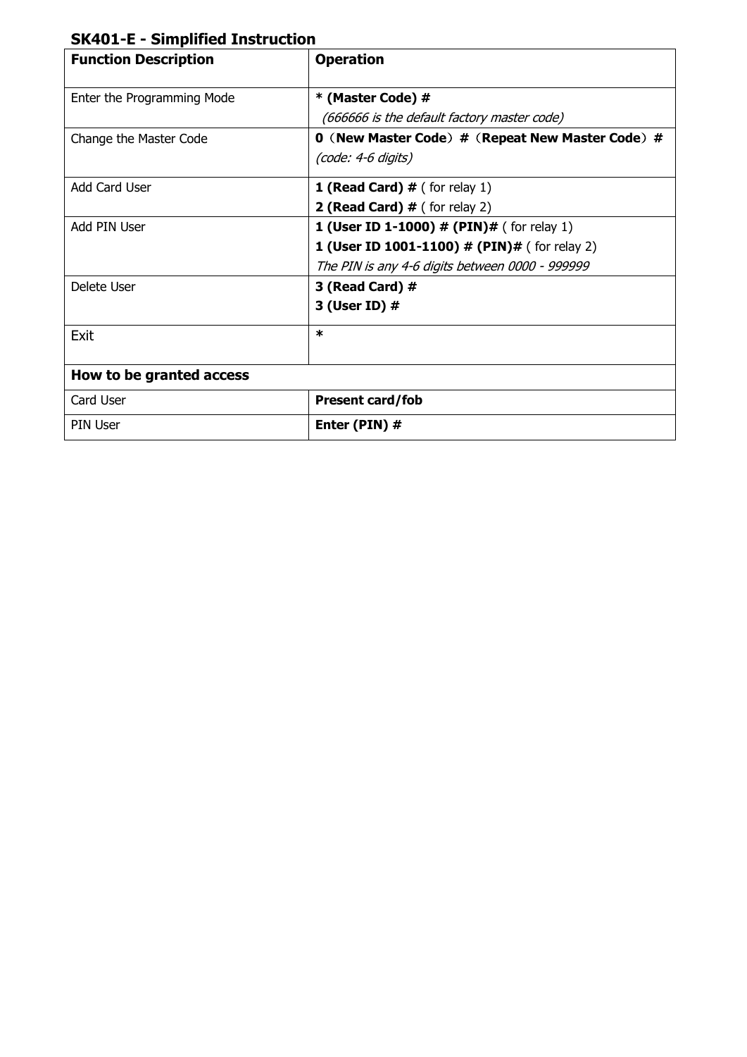**SK401-E - Simplified Instruction**

| **Function Description** | **Operation** |
|---|---|
| Enter the Programming Mode | **\* (Master Code) #**<br>*(666666 is the default factory master code)* |
| Change the Master Code | **0（New Master Code）#（Repeat New Master Code）#**<br>*(code: 4-6 digits)* |
| Add Card User | **1 (Read Card) #** ( for relay 1)<br>**2 (Read Card) #** ( for relay 2) |
| Add PIN User | **1 (User ID 1-1000) # (PIN)#** ( for relay 1)<br>**1 (User ID 1001-1100) # (PIN)#** ( for relay 2)<br>*The PIN is any 4-6 digits between 0000 - 999999* |
| Delete User | **3 (Read Card) #**<br>**3 (User ID) #** |
| Exit | **\*** |
| **How to be granted access** | |
| Card User | **Present card/fob** |
| PIN User | **Enter (PIN) #** |